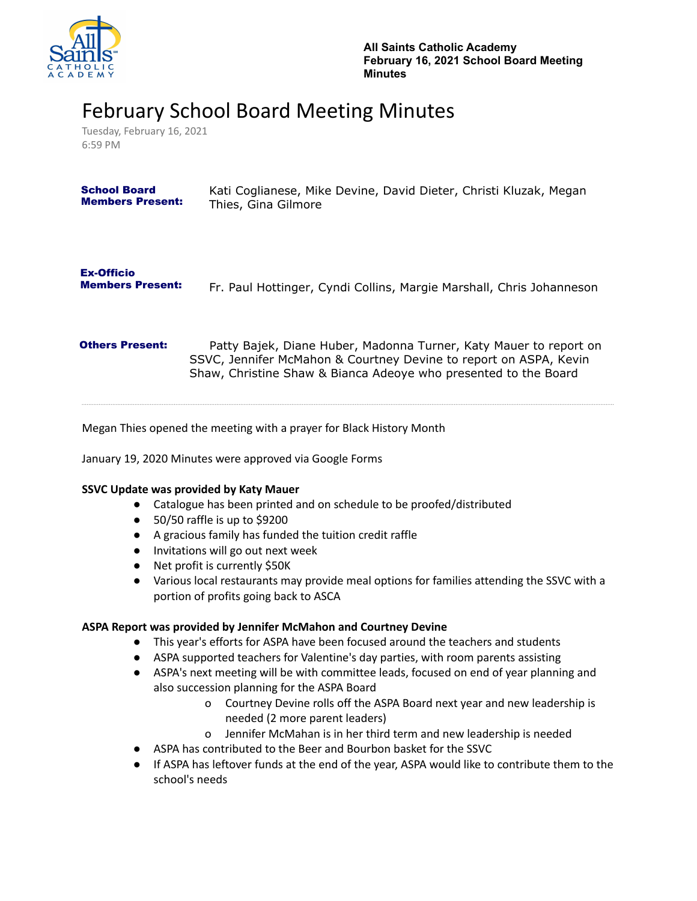**All Saints Catholic Academy**
**February 16, 2021 School Board Meeting Minutes**

# February School Board Meeting Minutes

Tuesday, February 16, 2021
6:59 PM

**School Board Members Present:** Kati Coglianese, Mike Devine, David Dieter, Christi Kluzak, Megan Thies, Gina Gilmore

**Ex-Officio Members Present:** Fr. Paul Hottinger, Cyndi Collins, Margie Marshall, Chris Johanneson

**Others Present:** Patty Bajek, Diane Huber, Madonna Turner, Katy Mauer to report on SSVC, Jennifer McMahon & Courtney Devine to report on ASPA, Kevin Shaw, Christine Shaw & Bianca Adeoye who presented to the Board

---

Megan Thies opened the meeting with a prayer for Black History Month

January 19, 2020 Minutes were approved via Google Forms

**SSVC Update was provided by Katy Mauer**

- Catalogue has been printed and on schedule to be proofed/distributed
- 50/50 raffle is up to $9200
- A gracious family has funded the tuition credit raffle
- Invitations will go out next week
- Net profit is currently $50K
- Various local restaurants may provide meal options for families attending the SSVC with a portion of profits going back to ASCA

**ASPA Report was provided by Jennifer McMahon and Courtney Devine**

- This year's efforts for ASPA have been focused around the teachers and students
- ASPA supported teachers for Valentine's day parties, with room parents assisting
- ASPA's next meeting will be with committee leads, focused on end of year planning and also succession planning for the ASPA Board
    - Courtney Devine rolls off the ASPA Board next year and new leadership is needed (2 more parent leaders)
    - Jennifer McMahan is in her third term and new leadership is needed
- ASPA has contributed to the Beer and Bourbon basket for the SSVC
- If ASPA has leftover funds at the end of the year, ASPA would like to contribute them to the school's needs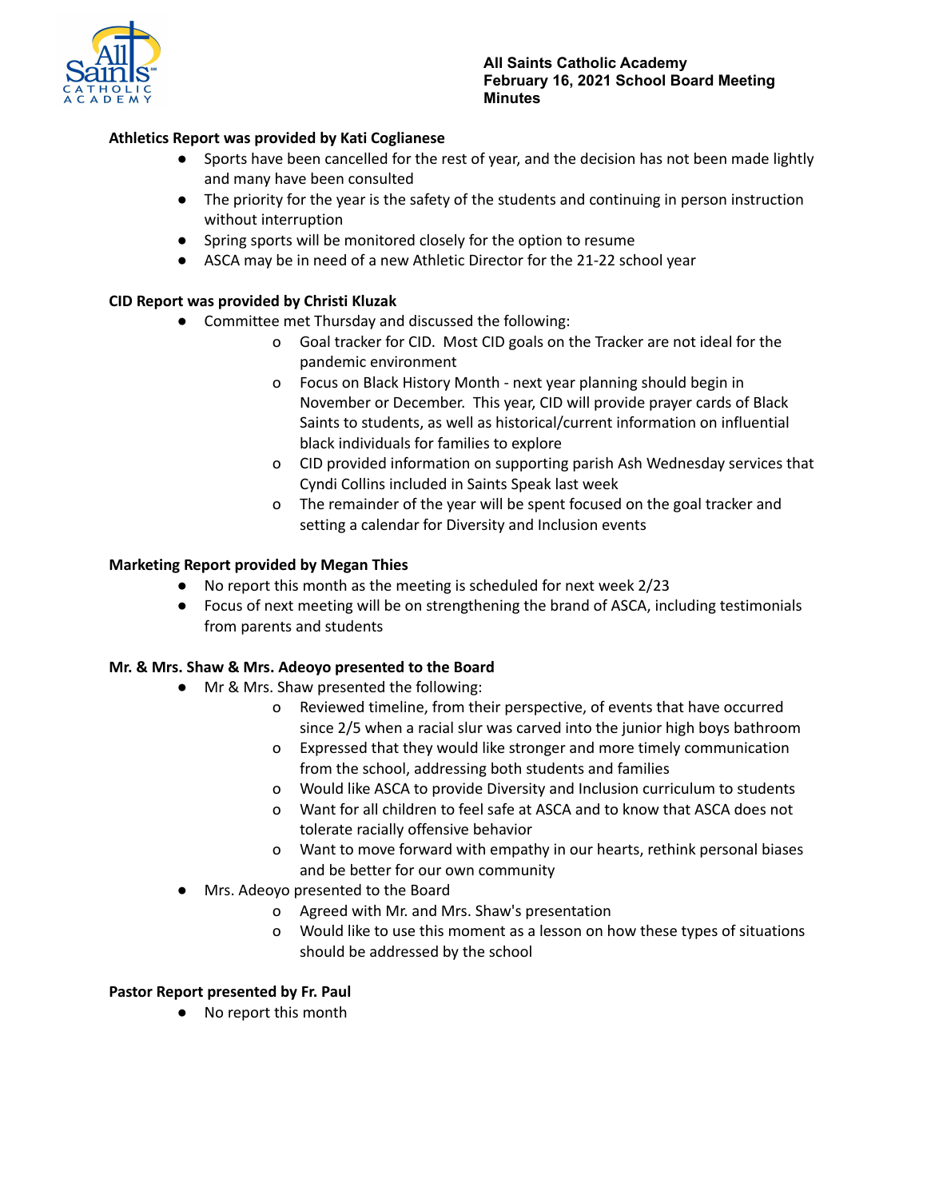**All Saints Catholic Academy**
**February 16, 2021 School Board Meeting**
**Minutes**

**Athletics Report was provided by Kati Coglianese**

- Sports have been cancelled for the rest of year, and the decision has not been made lightly and many have been consulted
- The priority for the year is the safety of the students and continuing in person instruction without interruption
- Spring sports will be monitored closely for the option to resume
- ASCA may be in need of a new Athletic Director for the 21-22 school year

**CID Report was provided by Christi Kluzak**

- Committee met Thursday and discussed the following:
  - Goal tracker for CID. Most CID goals on the Tracker are not ideal for the pandemic environment
  - Focus on Black History Month - next year planning should begin in November or December. This year, CID will provide prayer cards of Black Saints to students, as well as historical/current information on influential black individuals for families to explore
  - CID provided information on supporting parish Ash Wednesday services that Cyndi Collins included in Saints Speak last week
  - The remainder of the year will be spent focused on the goal tracker and setting a calendar for Diversity and Inclusion events

**Marketing Report provided by Megan Thies**

- No report this month as the meeting is scheduled for next week 2/23
- Focus of next meeting will be on strengthening the brand of ASCA, including testimonials from parents and students

**Mr. & Mrs. Shaw & Mrs. Adeoyo presented to the Board**

- Mr & Mrs. Shaw presented the following:
  - Reviewed timeline, from their perspective, of events that have occurred since 2/5 when a racial slur was carved into the junior high boys bathroom
  - Expressed that they would like stronger and more timely communication from the school, addressing both students and families
  - Would like ASCA to provide Diversity and Inclusion curriculum to students
  - Want for all children to feel safe at ASCA and to know that ASCA does not tolerate racially offensive behavior
  - Want to move forward with empathy in our hearts, rethink personal biases and be better for our own community
- Mrs. Adeoyo presented to the Board
  - Agreed with Mr. and Mrs. Shaw's presentation
  - Would like to use this moment as a lesson on how these types of situations should be addressed by the school

**Pastor Report presented by Fr. Paul**

- No report this month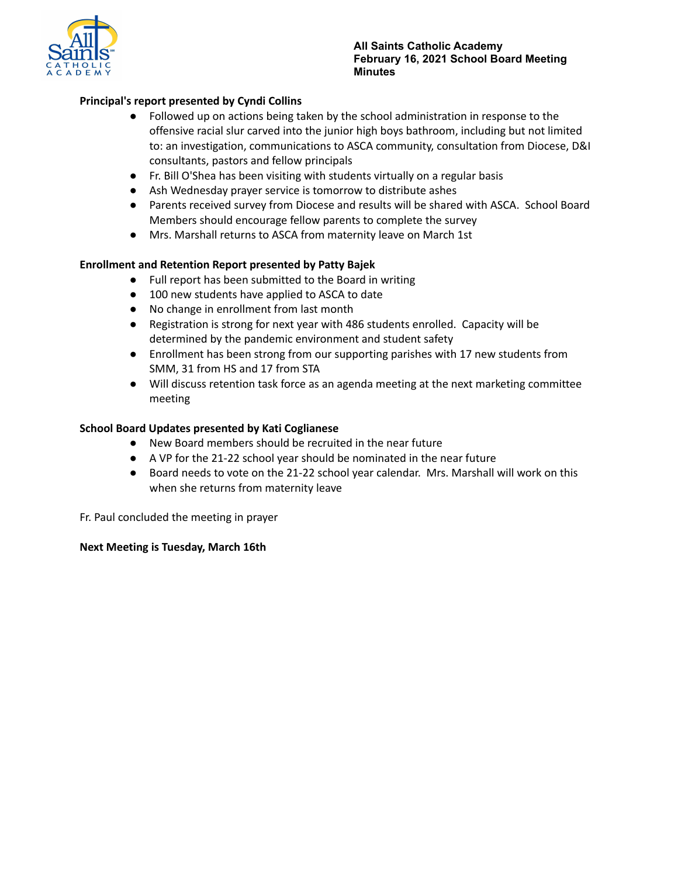**All Saints Catholic Academy**
**February 16, 2021 School Board Meeting**
**Minutes**

**Principal's report presented by Cyndi Collins**

- Followed up on actions being taken by the school administration in response to the offensive racial slur carved into the junior high boys bathroom, including but not limited to: an investigation, communications to ASCA community, consultation from Diocese, D&I consultants, pastors and fellow principals
- Fr. Bill O'Shea has been visiting with students virtually on a regular basis
- Ash Wednesday prayer service is tomorrow to distribute ashes
- Parents received survey from Diocese and results will be shared with ASCA. School Board Members should encourage fellow parents to complete the survey
- Mrs. Marshall returns to ASCA from maternity leave on March 1st

**Enrollment and Retention Report presented by Patty Bajek**

- Full report has been submitted to the Board in writing
- 100 new students have applied to ASCA to date
- No change in enrollment from last month
- Registration is strong for next year with 486 students enrolled. Capacity will be determined by the pandemic environment and student safety
- Enrollment has been strong from our supporting parishes with 17 new students from SMM, 31 from HS and 17 from STA
- Will discuss retention task force as an agenda meeting at the next marketing committee meeting

**School Board Updates presented by Kati Coglianese**

- New Board members should be recruited in the near future
- A VP for the 21-22 school year should be nominated in the near future
- Board needs to vote on the 21-22 school year calendar. Mrs. Marshall will work on this when she returns from maternity leave

Fr. Paul concluded the meeting in prayer

**Next Meeting is Tuesday, March 16th**